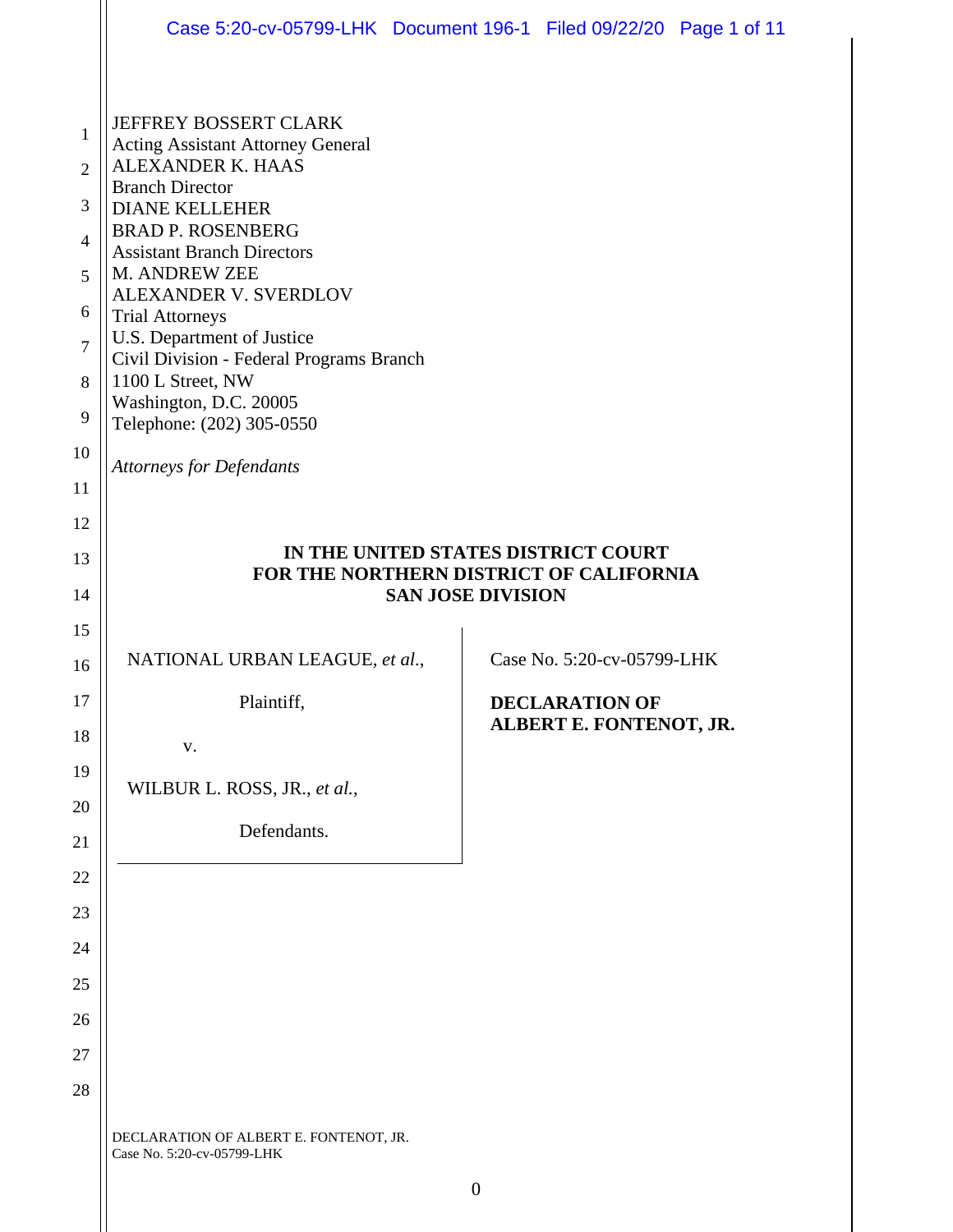JEFFREY BOSSERT CLARK
Acting Assistant Attorney General
ALEXANDER K. HAAS
Branch Director
DIANE KELLEHER
BRAD P. ROSENBERG
Assistant Branch Directors
M. ANDREW ZEE
ALEXANDER V. SVERDLOV
Trial Attorneys
U.S. Department of Justice
Civil Division - Federal Programs Branch
1100 L Street, NW
Washington, D.C. 20005
Telephone: (202) 305-0550

*Attorneys for Defendants*

**IN THE UNITED STATES DISTRICT COURT**
**FOR THE NORTHERN DISTRICT OF CALIFORNIA**
**SAN JOSE DIVISION**

NATIONAL URBAN LEAGUE, *et al.*,

Plaintiff,

v.

WILBUR L. ROSS, JR., *et al.*,

Defendants.

Case No. 5:20-cv-05799-LHK

**DECLARATION OF ALBERT E. FONTENOT, JR.**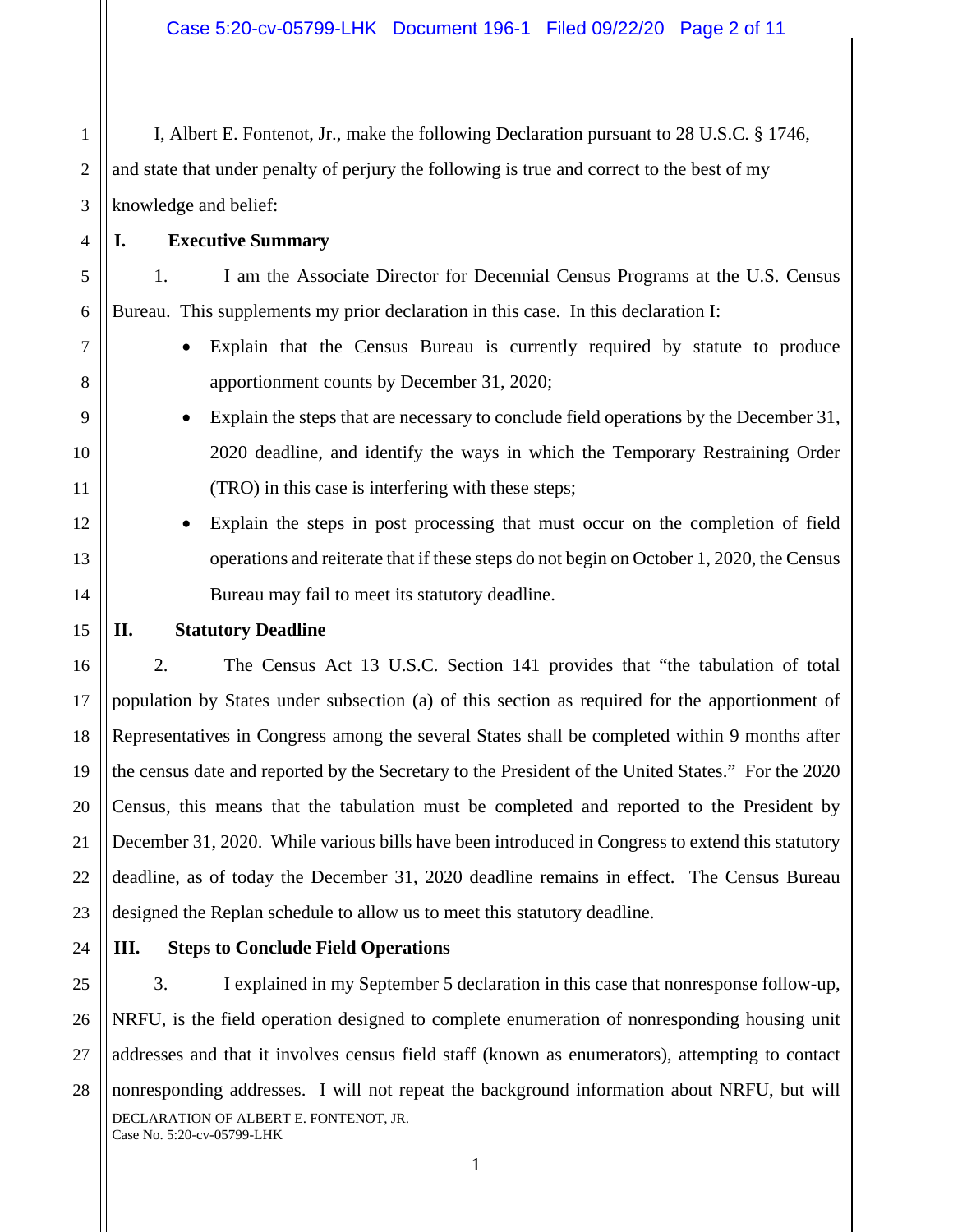I, Albert E. Fontenot, Jr., make the following Declaration pursuant to 28 U.S.C. § 1746, and state that under penalty of perjury the following is true and correct to the best of my knowledge and belief:

## I. Executive Summary

1. I am the Associate Director for Decennial Census Programs at the U.S. Census Bureau. This supplements my prior declaration in this case. In this declaration I:

- Explain that the Census Bureau is currently required by statute to produce apportionment counts by December 31, 2020;
- Explain the steps that are necessary to conclude field operations by the December 31, 2020 deadline, and identify the ways in which the Temporary Restraining Order (TRO) in this case is interfering with these steps;
- Explain the steps in post processing that must occur on the completion of field operations and reiterate that if these steps do not begin on October 1, 2020, the Census Bureau may fail to meet its statutory deadline.

## II. Statutory Deadline

2. The Census Act 13 U.S.C. Section 141 provides that "the tabulation of total population by States under subsection (a) of this section as required for the apportionment of Representatives in Congress among the several States shall be completed within 9 months after the census date and reported by the Secretary to the President of the United States." For the 2020 Census, this means that the tabulation must be completed and reported to the President by December 31, 2020. While various bills have been introduced in Congress to extend this statutory deadline, as of today the December 31, 2020 deadline remains in effect. The Census Bureau designed the Replan schedule to allow us to meet this statutory deadline.

## III. Steps to Conclude Field Operations

3. I explained in my September 5 declaration in this case that nonresponse follow-up, NRFU, is the field operation designed to complete enumeration of nonresponding housing unit addresses and that it involves census field staff (known as enumerators), attempting to contact nonresponding addresses. I will not repeat the background information about NRFU, but will

DECLARATION OF ALBERT E. FONTENOT, JR.
Case No. 5:20-cv-05799-LHK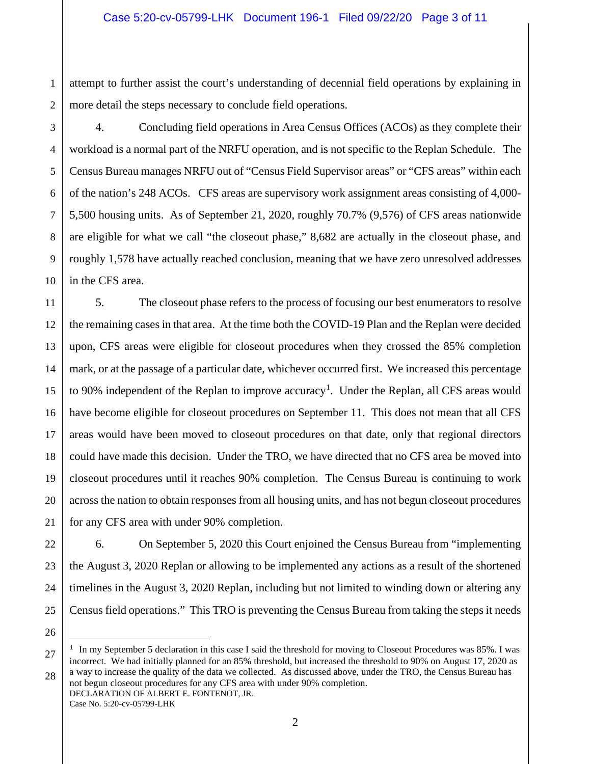attempt to further assist the court's understanding of decennial field operations by explaining in more detail the steps necessary to conclude field operations.

4. Concluding field operations in Area Census Offices (ACOs) as they complete their workload is a normal part of the NRFU operation, and is not specific to the Replan Schedule. The Census Bureau manages NRFU out of "Census Field Supervisor areas" or "CFS areas" within each of the nation's 248 ACOs. CFS areas are supervisory work assignment areas consisting of 4,000-5,500 housing units. As of September 21, 2020, roughly 70.7% (9,576) of CFS areas nationwide are eligible for what we call "the closeout phase," 8,682 are actually in the closeout phase, and roughly 1,578 have actually reached conclusion, meaning that we have zero unresolved addresses in the CFS area.

5. The closeout phase refers to the process of focusing our best enumerators to resolve the remaining cases in that area. At the time both the COVID-19 Plan and the Replan were decided upon, CFS areas were eligible for closeout procedures when they crossed the 85% completion mark, or at the passage of a particular date, whichever occurred first. We increased this percentage to 90% independent of the Replan to improve accuracy[1]. Under the Replan, all CFS areas would have become eligible for closeout procedures on September 11. This does not mean that all CFS areas would have been moved to closeout procedures on that date, only that regional directors could have made this decision. Under the TRO, we have directed that no CFS area be moved into closeout procedures until it reaches 90% completion. The Census Bureau is continuing to work across the nation to obtain responses from all housing units, and has not begun closeout procedures for any CFS area with under 90% completion.

6. On September 5, 2020 this Court enjoined the Census Bureau from "implementing the August 3, 2020 Replan or allowing to be implemented any actions as a result of the shortened timelines in the August 3, 2020 Replan, including but not limited to winding down or altering any Census field operations." This TRO is preventing the Census Bureau from taking the steps it needs

[1] In my September 5 declaration in this case I said the threshold for moving to Closeout Procedures was 85%. I was incorrect. We had initially planned for an 85% threshold, but increased the threshold to 90% on August 17, 2020 as a way to increase the quality of the data we collected. As discussed above, under the TRO, the Census Bureau has not begun closeout procedures for any CFS area with under 90% completion.

DECLARATION OF ALBERT E. FONTENOT, JR.
Case No. 5:20-cv-05799-LHK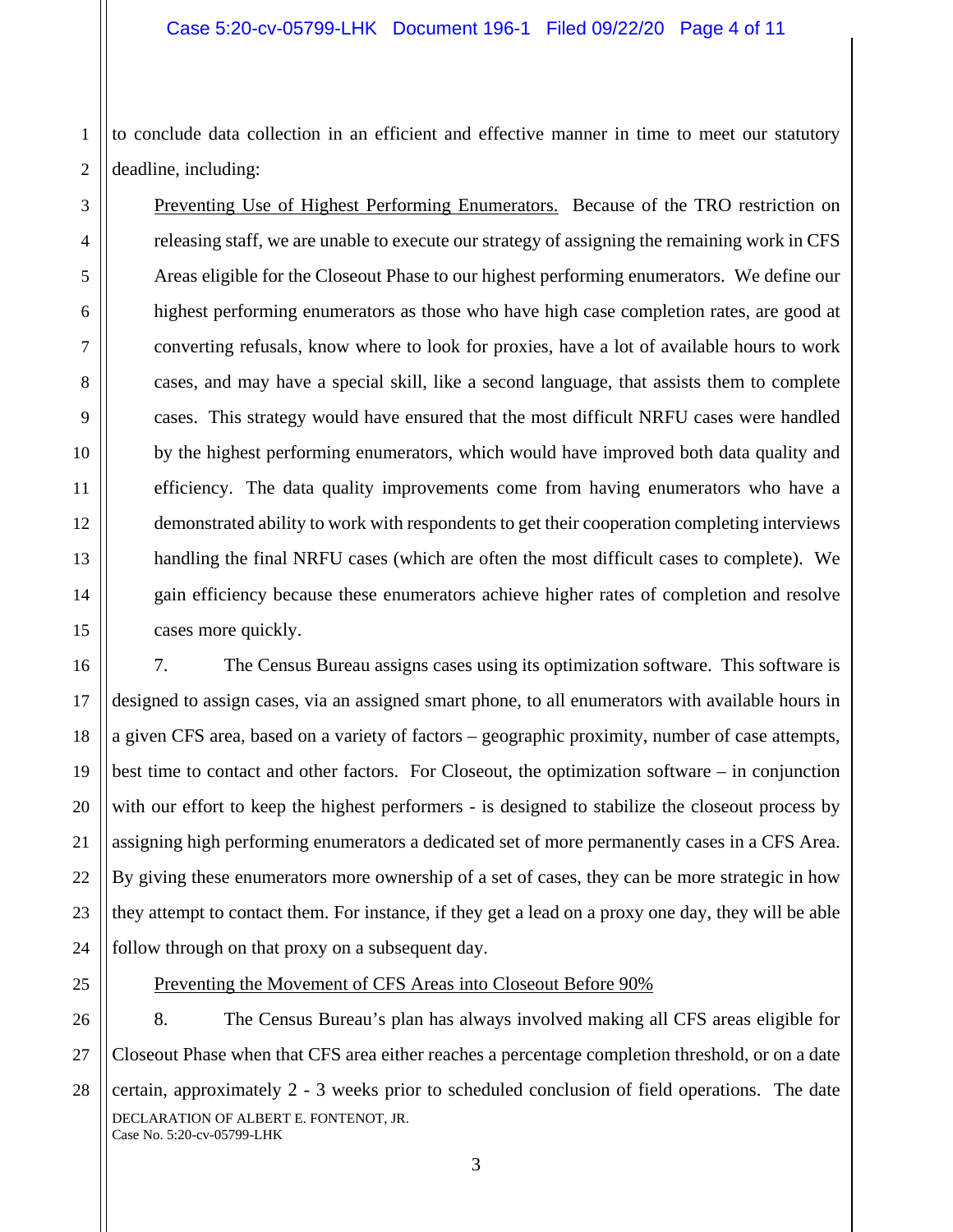to conclude data collection in an efficient and effective manner in time to meet our statutory deadline, including:

<u>Preventing Use of Highest Performing Enumerators.</u> Because of the TRO restriction on releasing staff, we are unable to execute our strategy of assigning the remaining work in CFS Areas eligible for the Closeout Phase to our highest performing enumerators. We define our highest performing enumerators as those who have high case completion rates, are good at converting refusals, know where to look for proxies, have a lot of available hours to work cases, and may have a special skill, like a second language, that assists them to complete cases. This strategy would have ensured that the most difficult NRFU cases were handled by the highest performing enumerators, which would have improved both data quality and efficiency. The data quality improvements come from having enumerators who have a demonstrated ability to work with respondents to get their cooperation completing interviews handling the final NRFU cases (which are often the most difficult cases to complete). We gain efficiency because these enumerators achieve higher rates of completion and resolve cases more quickly.

7. The Census Bureau assigns cases using its optimization software. This software is designed to assign cases, via an assigned smart phone, to all enumerators with available hours in a given CFS area, based on a variety of factors – geographic proximity, number of case attempts, best time to contact and other factors. For Closeout, the optimization software – in conjunction with our effort to keep the highest performers - is designed to stabilize the closeout process by assigning high performing enumerators a dedicated set of more permanently cases in a CFS Area. By giving these enumerators more ownership of a set of cases, they can be more strategic in how they attempt to contact them. For instance, if they get a lead on a proxy one day, they will be able follow through on that proxy on a subsequent day.

<u>Preventing the Movement of CFS Areas into Closeout Before 90%</u>

8. The Census Bureau's plan has always involved making all CFS areas eligible for Closeout Phase when that CFS area either reaches a percentage completion threshold, or on a date certain, approximately 2 - 3 weeks prior to scheduled conclusion of field operations. The date

DECLARATION OF ALBERT E. FONTENOT, JR.
Case No. 5:20-cv-05799-LHK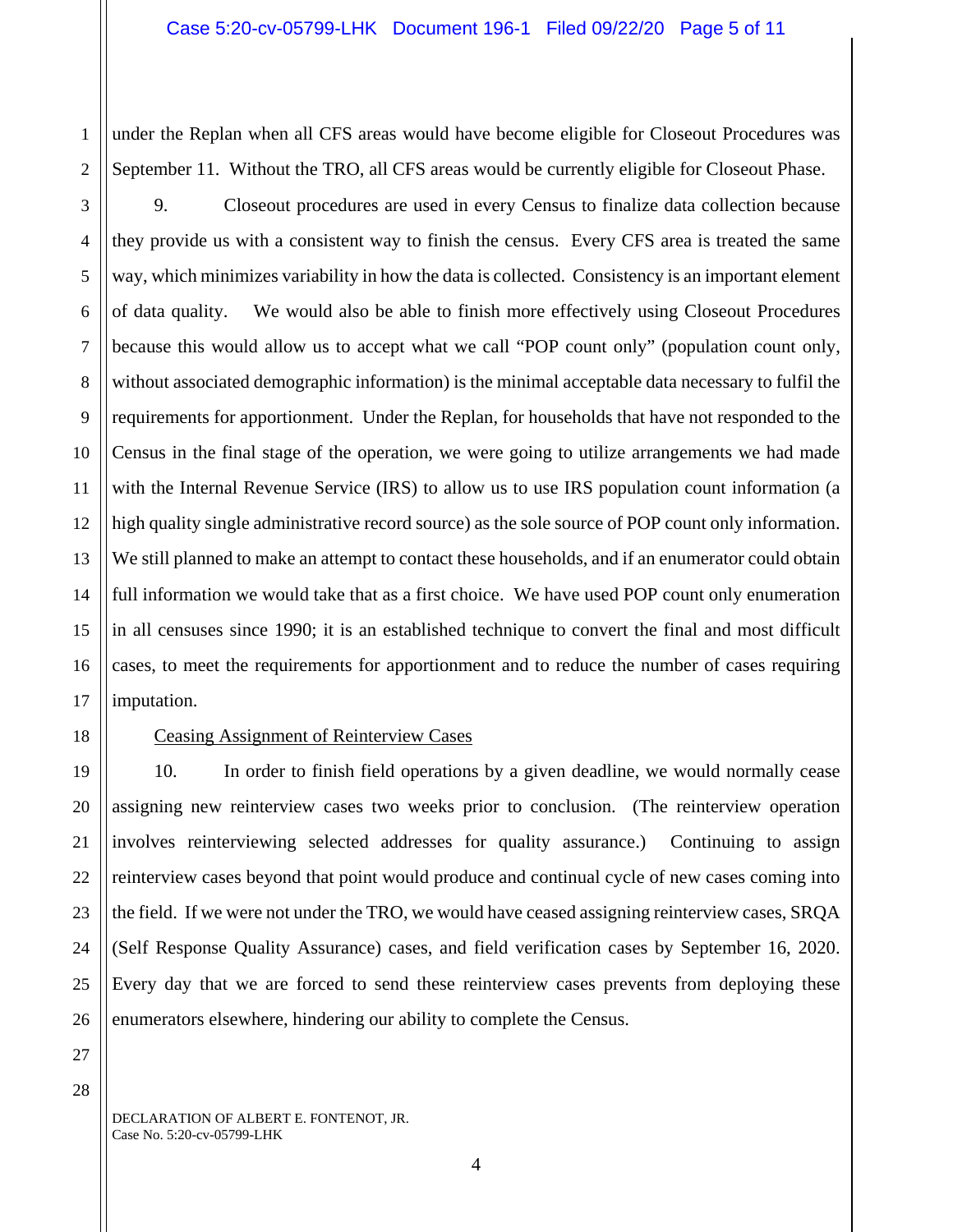under the Replan when all CFS areas would have become eligible for Closeout Procedures was September 11. Without the TRO, all CFS areas would be currently eligible for Closeout Phase.

9. Closeout procedures are used in every Census to finalize data collection because they provide us with a consistent way to finish the census. Every CFS area is treated the same way, which minimizes variability in how the data is collected. Consistency is an important element of data quality. We would also be able to finish more effectively using Closeout Procedures because this would allow us to accept what we call "POP count only" (population count only, without associated demographic information) is the minimal acceptable data necessary to fulfil the requirements for apportionment. Under the Replan, for households that have not responded to the Census in the final stage of the operation, we were going to utilize arrangements we had made with the Internal Revenue Service (IRS) to allow us to use IRS population count information (a high quality single administrative record source) as the sole source of POP count only information. We still planned to make an attempt to contact these households, and if an enumerator could obtain full information we would take that as a first choice. We have used POP count only enumeration in all censuses since 1990; it is an established technique to convert the final and most difficult cases, to meet the requirements for apportionment and to reduce the number of cases requiring imputation.

Ceasing Assignment of Reinterview Cases

10. In order to finish field operations by a given deadline, we would normally cease assigning new reinterview cases two weeks prior to conclusion. (The reinterview operation involves reinterviewing selected addresses for quality assurance.) Continuing to assign reinterview cases beyond that point would produce and continual cycle of new cases coming into the field. If we were not under the TRO, we would have ceased assigning reinterview cases, SRQA (Self Response Quality Assurance) cases, and field verification cases by September 16, 2020. Every day that we are forced to send these reinterview cases prevents from deploying these enumerators elsewhere, hindering our ability to complete the Census.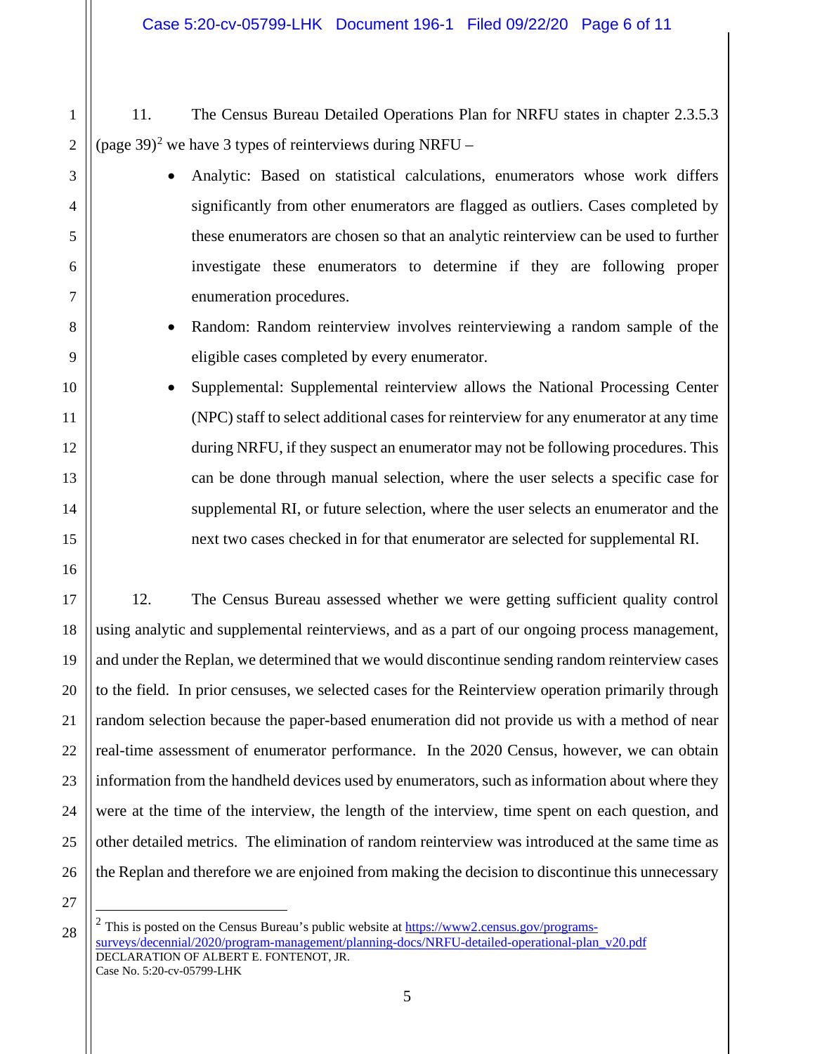11. The Census Bureau Detailed Operations Plan for NRFU states in chapter 2.3.5.3 (page 39)[2] we have 3 types of reinterviews during NRFU –

- Analytic: Based on statistical calculations, enumerators whose work differs significantly from other enumerators are flagged as outliers. Cases completed by these enumerators are chosen so that an analytic reinterview can be used to further investigate these enumerators to determine if they are following proper enumeration procedures.
- Random: Random reinterview involves reinterviewing a random sample of the eligible cases completed by every enumerator.
- Supplemental: Supplemental reinterview allows the National Processing Center (NPC) staff to select additional cases for reinterview for any enumerator at any time during NRFU, if they suspect an enumerator may not be following procedures. This can be done through manual selection, where the user selects a specific case for supplemental RI, or future selection, where the user selects an enumerator and the next two cases checked in for that enumerator are selected for supplemental RI.

12. The Census Bureau assessed whether we were getting sufficient quality control using analytic and supplemental reinterviews, and as a part of our ongoing process management, and under the Replan, we determined that we would discontinue sending random reinterview cases to the field. In prior censuses, we selected cases for the Reinterview operation primarily through random selection because the paper-based enumeration did not provide us with a method of near real-time assessment of enumerator performance. In the 2020 Census, however, we can obtain information from the handheld devices used by enumerators, such as information about where they were at the time of the interview, the length of the interview, time spent on each question, and other detailed metrics. The elimination of random reinterview was introduced at the same time as the Replan and therefore we are enjoined from making the decision to discontinue this unnecessary

---

[2] This is posted on the Census Bureau's public website at https://www2.census.gov/programs-surveys/decennial/2020/program-management/planning-docs/NRFU-detailed-operational-plan_v20.pdf

DECLARATION OF ALBERT E. FONTENOT, JR.
Case No. 5:20-cv-05799-LHK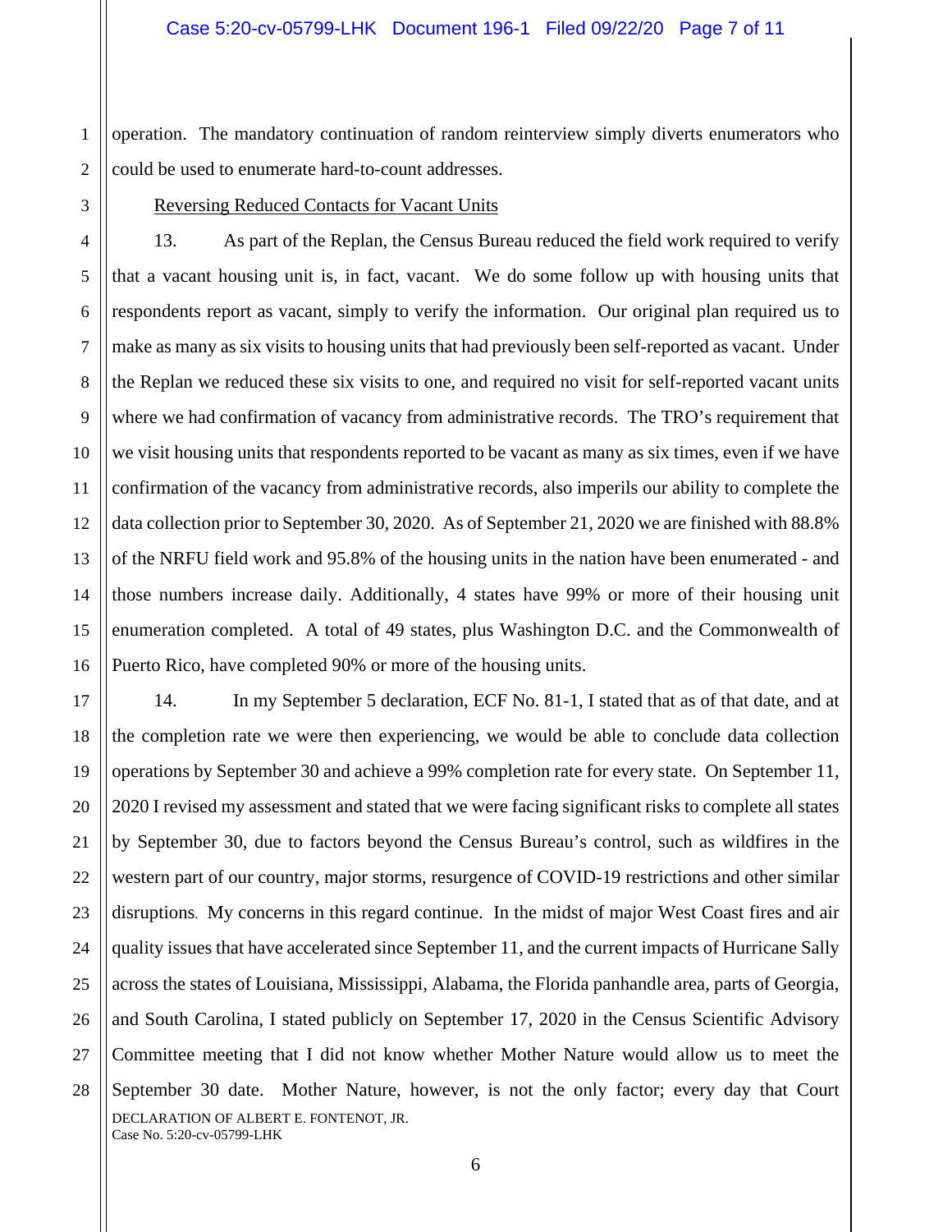operation. The mandatory continuation of random reinterview simply diverts enumerators who could be used to enumerate hard-to-count addresses.

Reversing Reduced Contacts for Vacant Units

13. As part of the Replan, the Census Bureau reduced the field work required to verify that a vacant housing unit is, in fact, vacant. We do some follow up with housing units that respondents report as vacant, simply to verify the information. Our original plan required us to make as many as six visits to housing units that had previously been self-reported as vacant. Under the Replan we reduced these six visits to one, and required no visit for self-reported vacant units where we had confirmation of vacancy from administrative records. The TRO's requirement that we visit housing units that respondents reported to be vacant as many as six times, even if we have confirmation of the vacancy from administrative records, also imperils our ability to complete the data collection prior to September 30, 2020. As of September 21, 2020 we are finished with 88.8% of the NRFU field work and 95.8% of the housing units in the nation have been enumerated - and those numbers increase daily. Additionally, 4 states have 99% or more of their housing unit enumeration completed. A total of 49 states, plus Washington D.C. and the Commonwealth of Puerto Rico, have completed 90% or more of the housing units.

14. In my September 5 declaration, ECF No. 81-1, I stated that as of that date, and at the completion rate we were then experiencing, we would be able to conclude data collection operations by September 30 and achieve a 99% completion rate for every state. On September 11, 2020 I revised my assessment and stated that we were facing significant risks to complete all states by September 30, due to factors beyond the Census Bureau's control, such as wildfires in the western part of our country, major storms, resurgence of COVID-19 restrictions and other similar disruptions. My concerns in this regard continue. In the midst of major West Coast fires and air quality issues that have accelerated since September 11, and the current impacts of Hurricane Sally across the states of Louisiana, Mississippi, Alabama, the Florida panhandle area, parts of Georgia, and South Carolina, I stated publicly on September 17, 2020 in the Census Scientific Advisory Committee meeting that I did not know whether Mother Nature would allow us to meet the September 30 date. Mother Nature, however, is not the only factor; every day that Court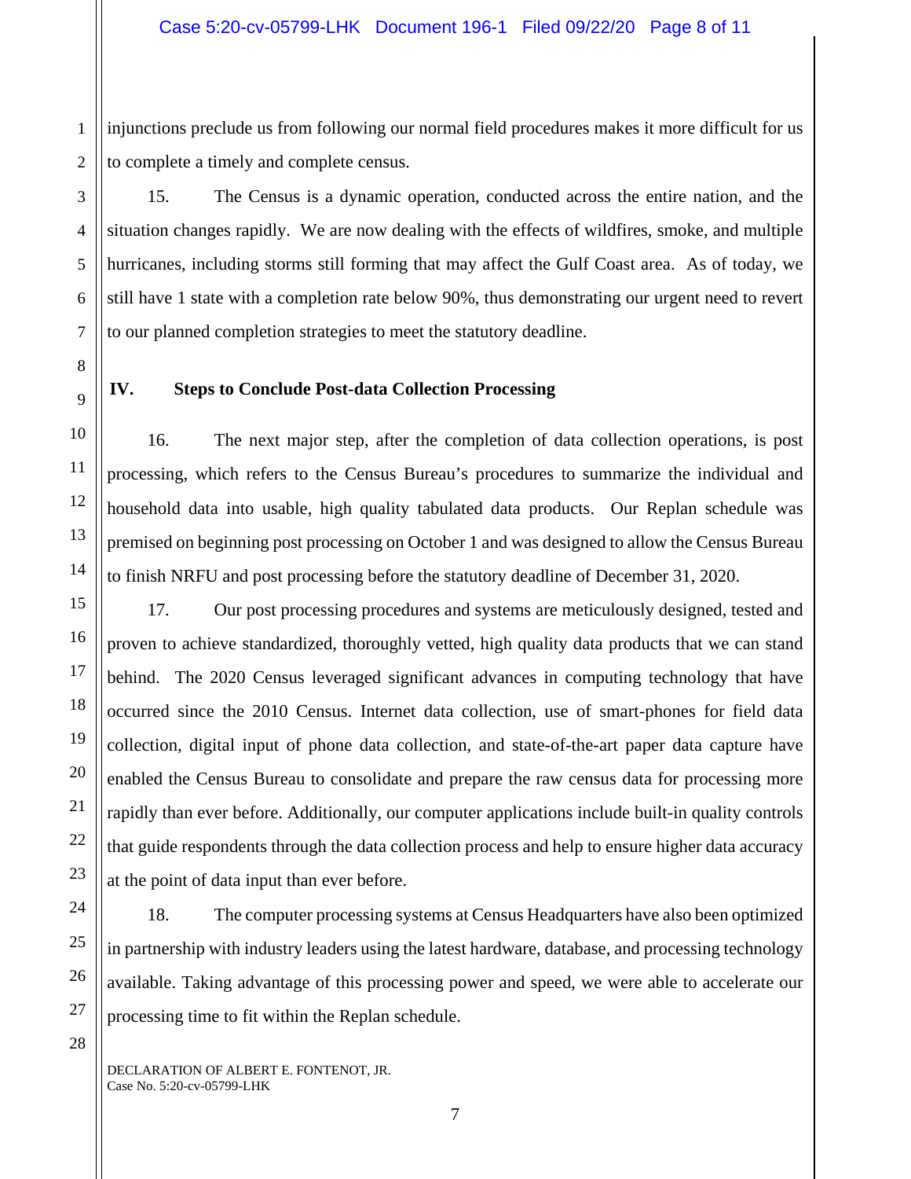injunctions preclude us from following our normal field procedures makes it more difficult for us to complete a timely and complete census.

15. The Census is a dynamic operation, conducted across the entire nation, and the situation changes rapidly. We are now dealing with the effects of wildfires, smoke, and multiple hurricanes, including storms still forming that may affect the Gulf Coast area. As of today, we still have 1 state with a completion rate below 90%, thus demonstrating our urgent need to revert to our planned completion strategies to meet the statutory deadline.

## IV. Steps to Conclude Post-data Collection Processing

16. The next major step, after the completion of data collection operations, is post processing, which refers to the Census Bureau's procedures to summarize the individual and household data into usable, high quality tabulated data products. Our Replan schedule was premised on beginning post processing on October 1 and was designed to allow the Census Bureau to finish NRFU and post processing before the statutory deadline of December 31, 2020.

17. Our post processing procedures and systems are meticulously designed, tested and proven to achieve standardized, thoroughly vetted, high quality data products that we can stand behind. The 2020 Census leveraged significant advances in computing technology that have occurred since the 2010 Census. Internet data collection, use of smart-phones for field data collection, digital input of phone data collection, and state-of-the-art paper data capture have enabled the Census Bureau to consolidate and prepare the raw census data for processing more rapidly than ever before. Additionally, our computer applications include built-in quality controls that guide respondents through the data collection process and help to ensure higher data accuracy at the point of data input than ever before.

18. The computer processing systems at Census Headquarters have also been optimized in partnership with industry leaders using the latest hardware, database, and processing technology available. Taking advantage of this processing power and speed, we were able to accelerate our processing time to fit within the Replan schedule.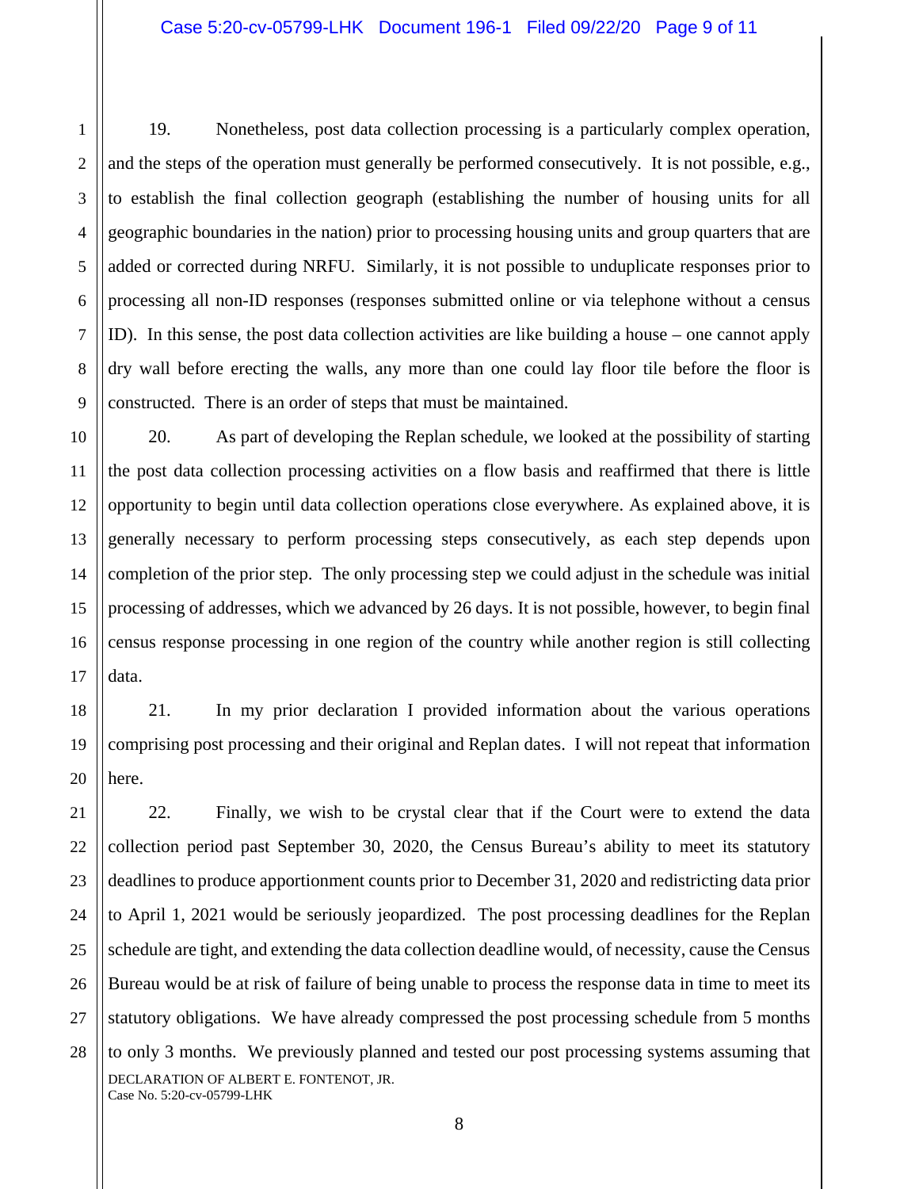19. Nonetheless, post data collection processing is a particularly complex operation, and the steps of the operation must generally be performed consecutively. It is not possible, e.g., to establish the final collection geograph (establishing the number of housing units for all geographic boundaries in the nation) prior to processing housing units and group quarters that are added or corrected during NRFU. Similarly, it is not possible to unduplicate responses prior to processing all non-ID responses (responses submitted online or via telephone without a census ID). In this sense, the post data collection activities are like building a house – one cannot apply dry wall before erecting the walls, any more than one could lay floor tile before the floor is constructed. There is an order of steps that must be maintained.

20. As part of developing the Replan schedule, we looked at the possibility of starting the post data collection processing activities on a flow basis and reaffirmed that there is little opportunity to begin until data collection operations close everywhere. As explained above, it is generally necessary to perform processing steps consecutively, as each step depends upon completion of the prior step. The only processing step we could adjust in the schedule was initial processing of addresses, which we advanced by 26 days. It is not possible, however, to begin final census response processing in one region of the country while another region is still collecting data.

21. In my prior declaration I provided information about the various operations comprising post processing and their original and Replan dates. I will not repeat that information here.

22. Finally, we wish to be crystal clear that if the Court were to extend the data collection period past September 30, 2020, the Census Bureau's ability to meet its statutory deadlines to produce apportionment counts prior to December 31, 2020 and redistricting data prior to April 1, 2021 would be seriously jeopardized. The post processing deadlines for the Replan schedule are tight, and extending the data collection deadline would, of necessity, cause the Census Bureau would be at risk of failure of being unable to process the response data in time to meet its statutory obligations. We have already compressed the post processing schedule from 5 months to only 3 months. We previously planned and tested our post processing systems assuming that

DECLARATION OF ALBERT E. FONTENOT, JR.
Case No. 5:20-cv-05799-LHK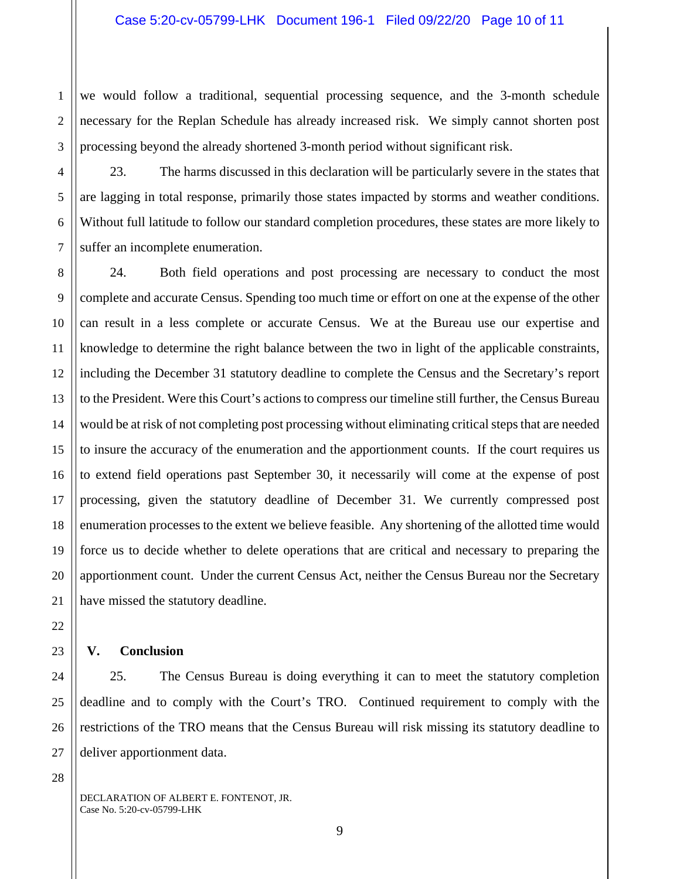we would follow a traditional, sequential processing sequence, and the 3-month schedule necessary for the Replan Schedule has already increased risk. We simply cannot shorten post processing beyond the already shortened 3-month period without significant risk.

23. The harms discussed in this declaration will be particularly severe in the states that are lagging in total response, primarily those states impacted by storms and weather conditions. Without full latitude to follow our standard completion procedures, these states are more likely to suffer an incomplete enumeration.

24. Both field operations and post processing are necessary to conduct the most complete and accurate Census. Spending too much time or effort on one at the expense of the other can result in a less complete or accurate Census. We at the Bureau use our expertise and knowledge to determine the right balance between the two in light of the applicable constraints, including the December 31 statutory deadline to complete the Census and the Secretary's report to the President. Were this Court's actions to compress our timeline still further, the Census Bureau would be at risk of not completing post processing without eliminating critical steps that are needed to insure the accuracy of the enumeration and the apportionment counts. If the court requires us to extend field operations past September 30, it necessarily will come at the expense of post processing, given the statutory deadline of December 31. We currently compressed post enumeration processes to the extent we believe feasible. Any shortening of the allotted time would force us to decide whether to delete operations that are critical and necessary to preparing the apportionment count. Under the current Census Act, neither the Census Bureau nor the Secretary have missed the statutory deadline.

## V. Conclusion

25. The Census Bureau is doing everything it can to meet the statutory completion deadline and to comply with the Court's TRO. Continued requirement to comply with the restrictions of the TRO means that the Census Bureau will risk missing its statutory deadline to deliver apportionment data.

DECLARATION OF ALBERT E. FONTENOT, JR.
Case No. 5:20-cv-05799-LHK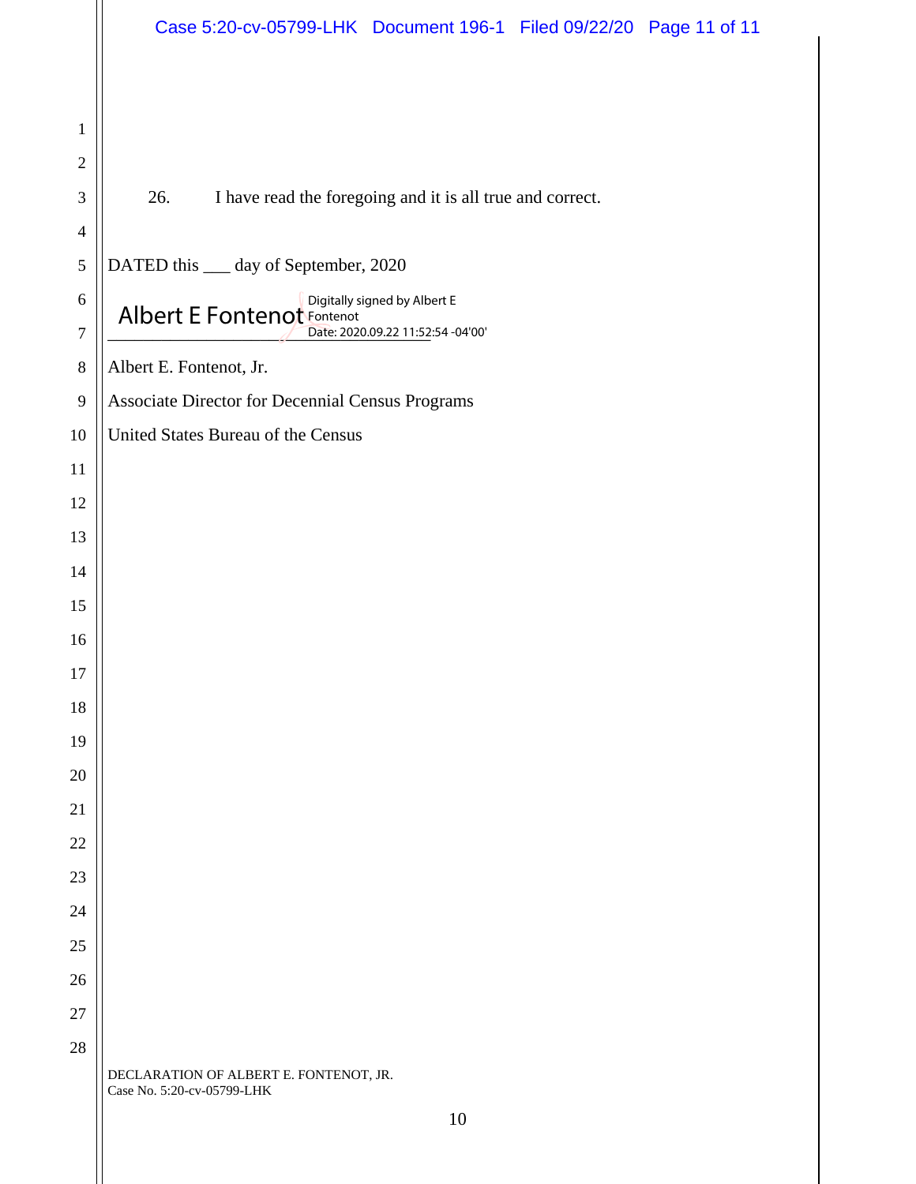26. I have read the foregoing and it is all true and correct.

DATED this ___ day of September, 2020

Albert E Fontenot Digitally signed by Albert E Fontenot
Date: 2020.09.22 11:52:54 -04'00'

Albert E. Fontenot, Jr.

Associate Director for Decennial Census Programs

United States Bureau of the Census